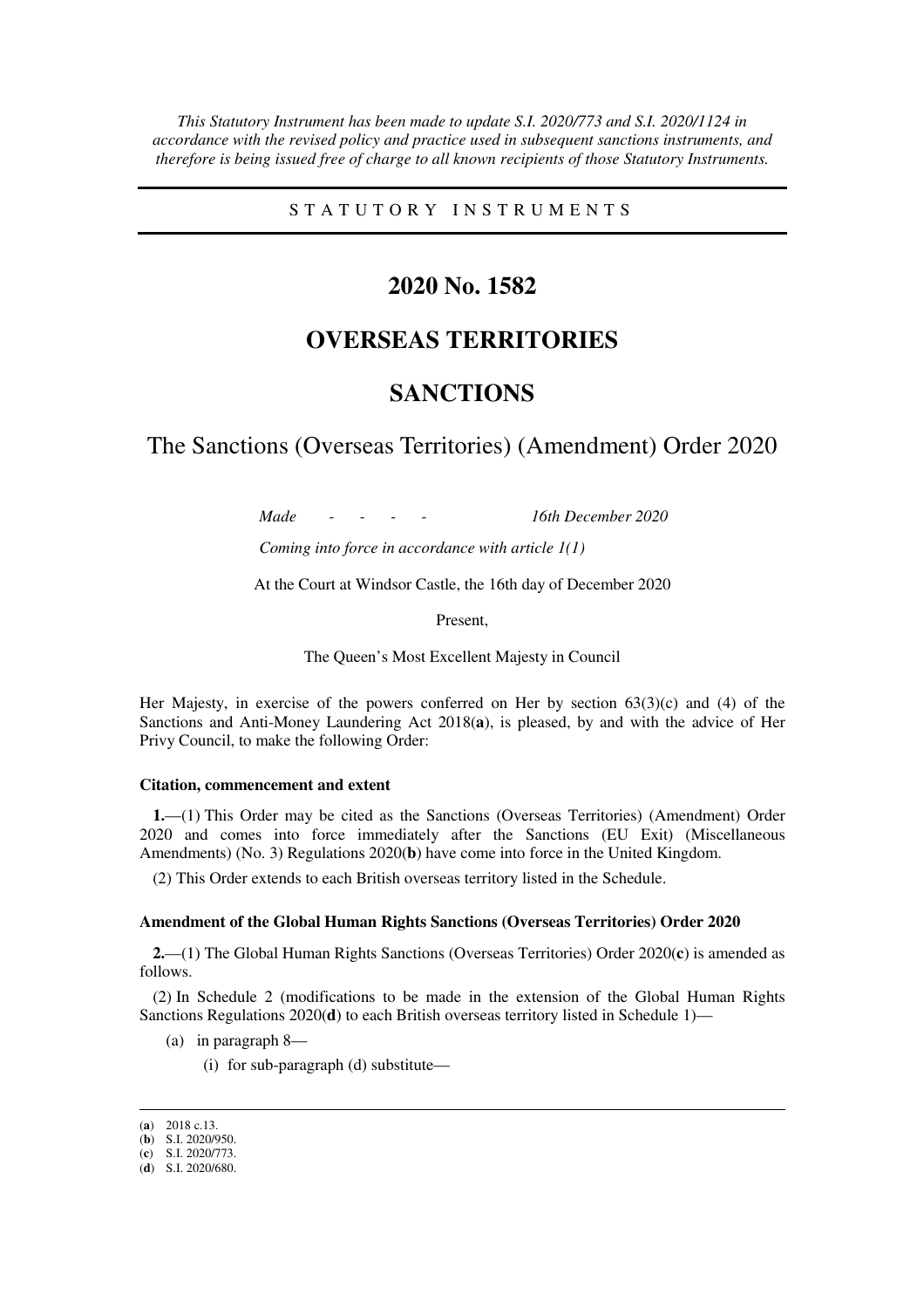*This Statutory Instrument has been made to update S.I. 2020/773 and S.I. 2020/1124 in accordance with the revised policy and practice used in subsequent sanctions instruments, and therefore is being issued free of charge to all known recipients of those Statutory Instruments.*

STATUTORY INSTRUMENTS

# 2020 No. 1582

# OVERSEAS TERRITORIES

# SANCTIONS

## The Sanctions (Overseas Territories) (Amendment) Order 2020

*Made - - - - 16th December 2020*

*Coming into force in accordance with article 1(1)*

At the Court at Windsor Castle, the 16th day of December 2020

Present,

The Queen's Most Excellent Majesty in Council

Her Majesty, in exercise of the powers conferred on Her by section 63(3)(c) and (4) of the Sanctions and Anti-Money Laundering Act 2018(**a**), is pleased, by and with the advice of Her Privy Council, to make the following Order:

**Citation, commencement and extent**

**1.**—(1) This Order may be cited as the Sanctions (Overseas Territories) (Amendment) Order 2020 and comes into force immediately after the Sanctions (EU Exit) (Miscellaneous Amendments) (No. 3) Regulations 2020(**b**) have come into force in the United Kingdom.

(2) This Order extends to each British overseas territory listed in the Schedule.

**Amendment of the Global Human Rights Sanctions (Overseas Territories) Order 2020**

**2.**—(1) The Global Human Rights Sanctions (Overseas Territories) Order 2020(**c**) is amended as follows.

(2) In Schedule 2 (modifications to be made in the extension of the Global Human Rights Sanctions Regulations 2020(**d**) to each British overseas territory listed in Schedule 1)—

- (a) in paragraph 8—
  - (i) for sub-paragraph (d) substitute—

---

(**a**) 2018 c.13.
(**b**) S.I. 2020/950.
(**c**) S.I. 2020/773.
(**d**) S.I. 2020/680.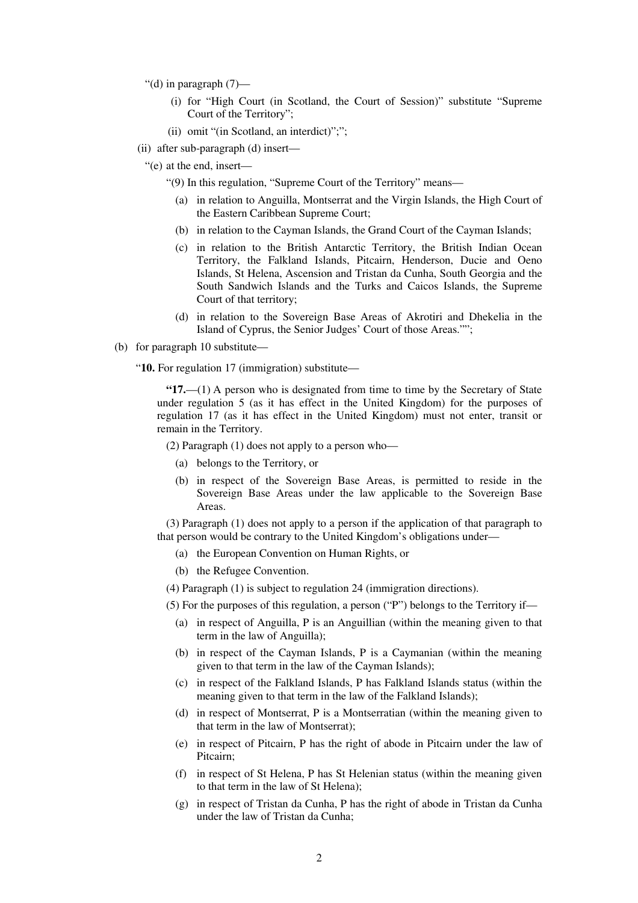"(d) in paragraph (7)—

(i) for "High Court (in Scotland, the Court of Session)" substitute "Supreme Court of the Territory";

(ii) omit "(in Scotland, an interdict)";";

(ii) after sub-paragraph (d) insert—

"(e) at the end, insert—

"(9) In this regulation, "Supreme Court of the Territory" means—

(a) in relation to Anguilla, Montserrat and the Virgin Islands, the High Court of the Eastern Caribbean Supreme Court;

(b) in relation to the Cayman Islands, the Grand Court of the Cayman Islands;

(c) in relation to the British Antarctic Territory, the British Indian Ocean Territory, the Falkland Islands, Pitcairn, Henderson, Ducie and Oeno Islands, St Helena, Ascension and Tristan da Cunha, South Georgia and the South Sandwich Islands and the Turks and Caicos Islands, the Supreme Court of that territory;

(d) in relation to the Sovereign Base Areas of Akrotiri and Dhekelia in the Island of Cyprus, the Senior Judges' Court of those Areas."";

(b) for paragraph 10 substitute—

"**10.** For regulation 17 (immigration) substitute—

**"17.**—(1) A person who is designated from time to time by the Secretary of State under regulation 5 (as it has effect in the United Kingdom) for the purposes of regulation 17 (as it has effect in the United Kingdom) must not enter, transit or remain in the Territory.

(2) Paragraph (1) does not apply to a person who—

(a) belongs to the Territory, or

(b) in respect of the Sovereign Base Areas, is permitted to reside in the Sovereign Base Areas under the law applicable to the Sovereign Base Areas.

(3) Paragraph (1) does not apply to a person if the application of that paragraph to that person would be contrary to the United Kingdom's obligations under—

(a) the European Convention on Human Rights, or

(b) the Refugee Convention.

(4) Paragraph (1) is subject to regulation 24 (immigration directions).

(5) For the purposes of this regulation, a person ("P") belongs to the Territory if—

(a) in respect of Anguilla, P is an Anguillian (within the meaning given to that term in the law of Anguilla);

(b) in respect of the Cayman Islands, P is a Caymanian (within the meaning given to that term in the law of the Cayman Islands);

(c) in respect of the Falkland Islands, P has Falkland Islands status (within the meaning given to that term in the law of the Falkland Islands);

(d) in respect of Montserrat, P is a Montserratian (within the meaning given to that term in the law of Montserrat);

(e) in respect of Pitcairn, P has the right of abode in Pitcairn under the law of Pitcairn;

(f) in respect of St Helena, P has St Helenian status (within the meaning given to that term in the law of St Helena);

(g) in respect of Tristan da Cunha, P has the right of abode in Tristan da Cunha under the law of Tristan da Cunha;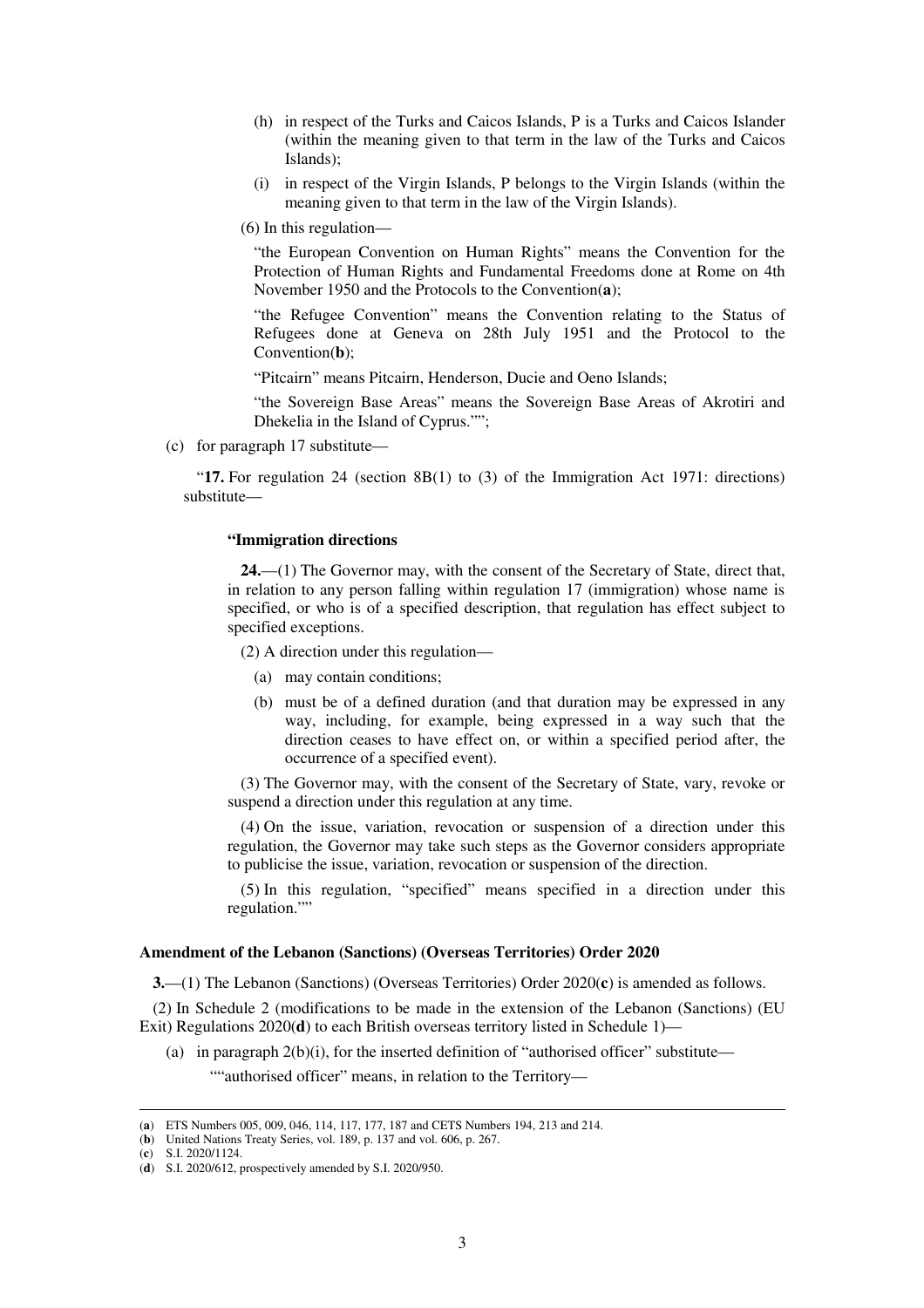(h) in respect of the Turks and Caicos Islands, P is a Turks and Caicos Islander (within the meaning given to that term in the law of the Turks and Caicos Islands);

(i) in respect of the Virgin Islands, P belongs to the Virgin Islands (within the meaning given to that term in the law of the Virgin Islands).

(6) In this regulation—

"the European Convention on Human Rights" means the Convention for the Protection of Human Rights and Fundamental Freedoms done at Rome on 4th November 1950 and the Protocols to the Convention(**a**);

"the Refugee Convention" means the Convention relating to the Status of Refugees done at Geneva on 28th July 1951 and the Protocol to the Convention(**b**);

"Pitcairn" means Pitcairn, Henderson, Ducie and Oeno Islands;

"the Sovereign Base Areas" means the Sovereign Base Areas of Akrotiri and Dhekelia in the Island of Cyprus."";

(c) for paragraph 17 substitute—

"**17.** For regulation 24 (section 8B(1) to (3) of the Immigration Act 1971: directions) substitute—

**"Immigration directions**

**24.**—(1) The Governor may, with the consent of the Secretary of State, direct that, in relation to any person falling within regulation 17 (immigration) whose name is specified, or who is of a specified description, that regulation has effect subject to specified exceptions.

(2) A direction under this regulation—

(a) may contain conditions;

(b) must be of a defined duration (and that duration may be expressed in any way, including, for example, being expressed in a way such that the direction ceases to have effect on, or within a specified period after, the occurrence of a specified event).

(3) The Governor may, with the consent of the Secretary of State, vary, revoke or suspend a direction under this regulation at any time.

(4) On the issue, variation, revocation or suspension of a direction under this regulation, the Governor may take such steps as the Governor considers appropriate to publicise the issue, variation, revocation or suspension of the direction.

(5) In this regulation, "specified" means specified in a direction under this regulation.""

**Amendment of the Lebanon (Sanctions) (Overseas Territories) Order 2020**

**3.**—(1) The Lebanon (Sanctions) (Overseas Territories) Order 2020(**c**) is amended as follows.

(2) In Schedule 2 (modifications to be made in the extension of the Lebanon (Sanctions) (EU Exit) Regulations 2020(**d**) to each British overseas territory listed in Schedule 1)—

(a) in paragraph 2(b)(i), for the inserted definition of "authorised officer" substitute—

""authorised officer" means, in relation to the Territory—

---

(**a**) ETS Numbers 005, 009, 046, 114, 117, 177, 187 and CETS Numbers 194, 213 and 214.
(**b**) United Nations Treaty Series, vol. 189, p. 137 and vol. 606, p. 267.
(**c**) S.I. 2020/1124.
(**d**) S.I. 2020/612, prospectively amended by S.I. 2020/950.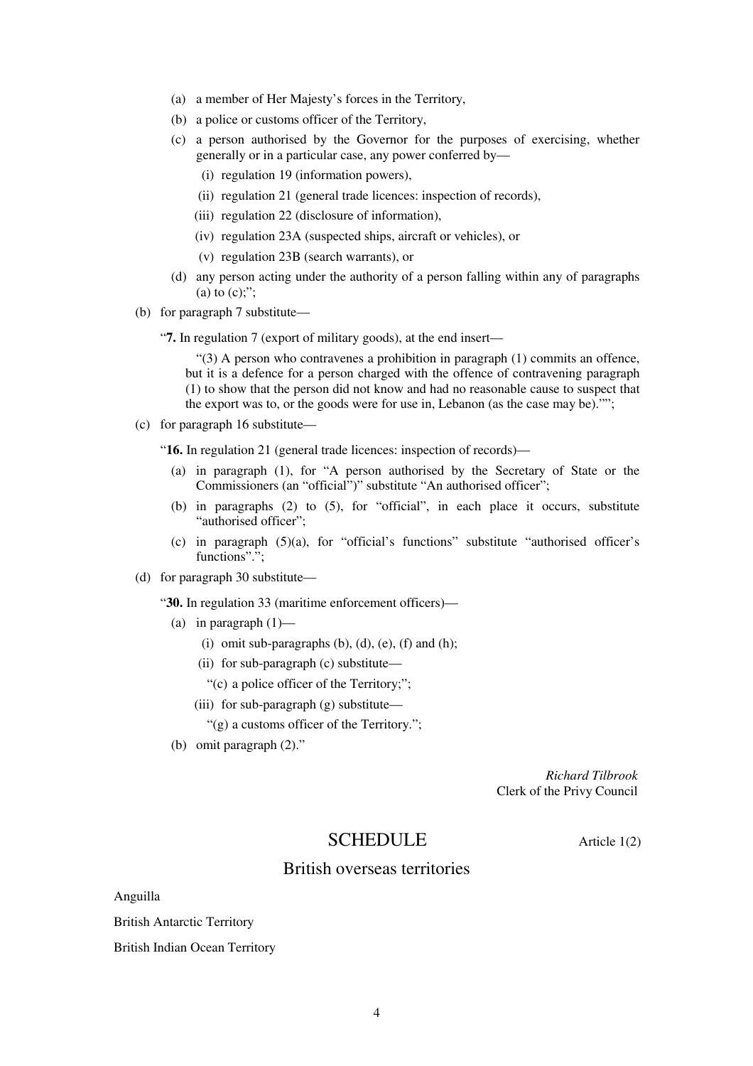(a) a member of Her Majesty's forces in the Territory,

(b) a police or customs officer of the Territory,

(c) a person authorised by the Governor for the purposes of exercising, whether generally or in a particular case, any power conferred by—

(i) regulation 19 (information powers),

(ii) regulation 21 (general trade licences: inspection of records),

(iii) regulation 22 (disclosure of information),

(iv) regulation 23A (suspected ships, aircraft or vehicles), or

(v) regulation 23B (search warrants), or

(d) any person acting under the authority of a person falling within any of paragraphs (a) to (c);";

(b) for paragraph 7 substitute—

"**7.** In regulation 7 (export of military goods), at the end insert—

"(3) A person who contravenes a prohibition in paragraph (1) commits an offence, but it is a defence for a person charged with the offence of contravening paragraph (1) to show that the person did not know and had no reasonable cause to suspect that the export was to, or the goods were for use in, Lebanon (as the case may be).""; 

(c) for paragraph 16 substitute—

"**16.** In regulation 21 (general trade licences: inspection of records)—

(a) in paragraph (1), for "A person authorised by the Secretary of State or the Commissioners (an "official")" substitute "An authorised officer";

(b) in paragraphs (2) to (5), for "official", in each place it occurs, substitute "authorised officer";

(c) in paragraph (5)(a), for "official's functions" substitute "authorised officer's functions".";

(d) for paragraph 30 substitute—

"**30.** In regulation 33 (maritime enforcement officers)—

(a) in paragraph (1)—

(i) omit sub-paragraphs (b), (d), (e), (f) and (h);

(ii) for sub-paragraph (c) substitute—

"(c) a police officer of the Territory;";

(iii) for sub-paragraph (g) substitute—

"(g) a customs officer of the Territory.";

(b) omit paragraph (2)."

*Richard Tilbrook*
Clerk of the Privy Council

## SCHEDULE

Article 1(2)

### British overseas territories

Anguilla

British Antarctic Territory

British Indian Ocean Territory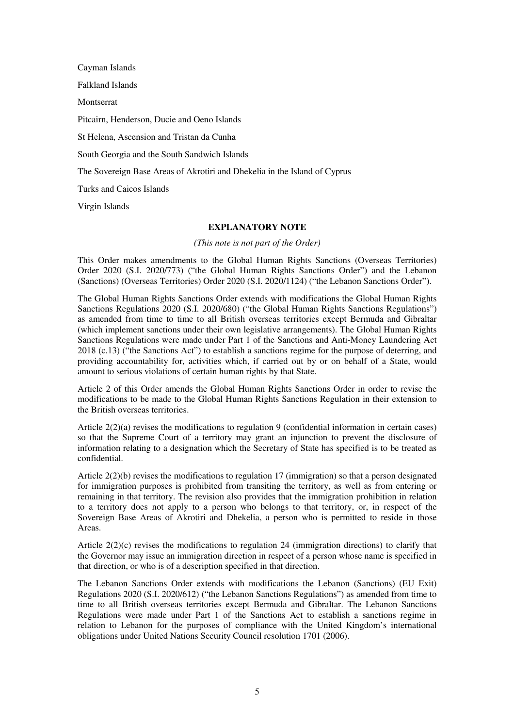Cayman Islands

Falkland Islands

Montserrat

Pitcairn, Henderson, Ducie and Oeno Islands

St Helena, Ascension and Tristan da Cunha

South Georgia and the South Sandwich Islands

The Sovereign Base Areas of Akrotiri and Dhekelia in the Island of Cyprus

Turks and Caicos Islands

Virgin Islands

## EXPLANATORY NOTE

*(This note is not part of the Order)*

This Order makes amendments to the Global Human Rights Sanctions (Overseas Territories) Order 2020 (S.I. 2020/773) ("the Global Human Rights Sanctions Order") and the Lebanon (Sanctions) (Overseas Territories) Order 2020 (S.I. 2020/1124) ("the Lebanon Sanctions Order").

The Global Human Rights Sanctions Order extends with modifications the Global Human Rights Sanctions Regulations 2020 (S.I. 2020/680) ("the Global Human Rights Sanctions Regulations") as amended from time to time to all British overseas territories except Bermuda and Gibraltar (which implement sanctions under their own legislative arrangements). The Global Human Rights Sanctions Regulations were made under Part 1 of the Sanctions and Anti-Money Laundering Act 2018 (c.13) ("the Sanctions Act") to establish a sanctions regime for the purpose of deterring, and providing accountability for, activities which, if carried out by or on behalf of a State, would amount to serious violations of certain human rights by that State.

Article 2 of this Order amends the Global Human Rights Sanctions Order in order to revise the modifications to be made to the Global Human Rights Sanctions Regulation in their extension to the British overseas territories.

Article 2(2)(a) revises the modifications to regulation 9 (confidential information in certain cases) so that the Supreme Court of a territory may grant an injunction to prevent the disclosure of information relating to a designation which the Secretary of State has specified is to be treated as confidential.

Article 2(2)(b) revises the modifications to regulation 17 (immigration) so that a person designated for immigration purposes is prohibited from transiting the territory, as well as from entering or remaining in that territory. The revision also provides that the immigration prohibition in relation to a territory does not apply to a person who belongs to that territory, or, in respect of the Sovereign Base Areas of Akrotiri and Dhekelia, a person who is permitted to reside in those Areas.

Article 2(2)(c) revises the modifications to regulation 24 (immigration directions) to clarify that the Governor may issue an immigration direction in respect of a person whose name is specified in that direction, or who is of a description specified in that direction.

The Lebanon Sanctions Order extends with modifications the Lebanon (Sanctions) (EU Exit) Regulations 2020 (S.I. 2020/612) ("the Lebanon Sanctions Regulations") as amended from time to time to all British overseas territories except Bermuda and Gibraltar. The Lebanon Sanctions Regulations were made under Part 1 of the Sanctions Act to establish a sanctions regime in relation to Lebanon for the purposes of compliance with the United Kingdom's international obligations under United Nations Security Council resolution 1701 (2006).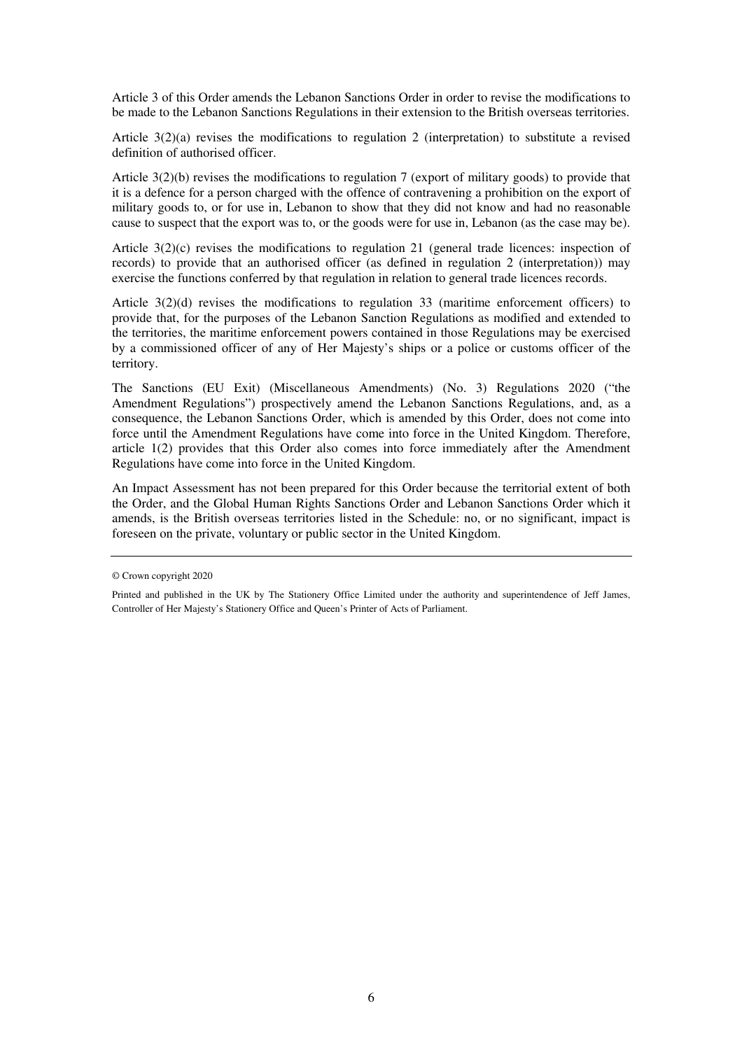Article 3 of this Order amends the Lebanon Sanctions Order in order to revise the modifications to be made to the Lebanon Sanctions Regulations in their extension to the British overseas territories.

Article 3(2)(a) revises the modifications to regulation 2 (interpretation) to substitute a revised definition of authorised officer.

Article 3(2)(b) revises the modifications to regulation 7 (export of military goods) to provide that it is a defence for a person charged with the offence of contravening a prohibition on the export of military goods to, or for use in, Lebanon to show that they did not know and had no reasonable cause to suspect that the export was to, or the goods were for use in, Lebanon (as the case may be).

Article 3(2)(c) revises the modifications to regulation 21 (general trade licences: inspection of records) to provide that an authorised officer (as defined in regulation 2 (interpretation)) may exercise the functions conferred by that regulation in relation to general trade licences records.

Article 3(2)(d) revises the modifications to regulation 33 (maritime enforcement officers) to provide that, for the purposes of the Lebanon Sanction Regulations as modified and extended to the territories, the maritime enforcement powers contained in those Regulations may be exercised by a commissioned officer of any of Her Majesty's ships or a police or customs officer of the territory.

The Sanctions (EU Exit) (Miscellaneous Amendments) (No. 3) Regulations 2020 ("the Amendment Regulations") prospectively amend the Lebanon Sanctions Regulations, and, as a consequence, the Lebanon Sanctions Order, which is amended by this Order, does not come into force until the Amendment Regulations have come into force in the United Kingdom. Therefore, article 1(2) provides that this Order also comes into force immediately after the Amendment Regulations have come into force in the United Kingdom.

An Impact Assessment has not been prepared for this Order because the territorial extent of both the Order, and the Global Human Rights Sanctions Order and Lebanon Sanctions Order which it amends, is the British overseas territories listed in the Schedule: no, or no significant, impact is foreseen on the private, voluntary or public sector in the United Kingdom.

---

© Crown copyright 2020

Printed and published in the UK by The Stationery Office Limited under the authority and superintendence of Jeff James, Controller of Her Majesty's Stationery Office and Queen's Printer of Acts of Parliament.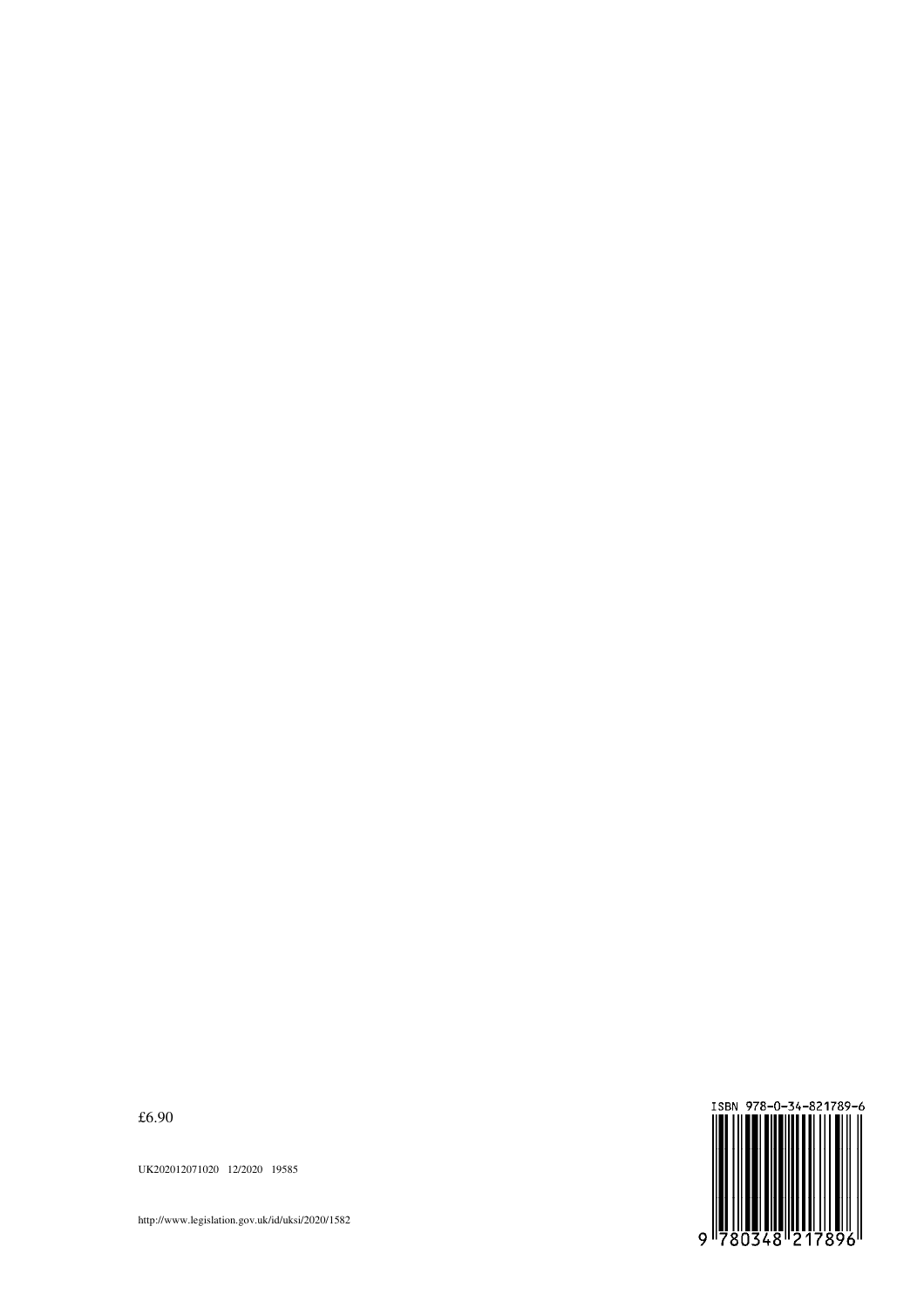£6.90

UK202012071020 12/2020 19585

http://www.legislation.gov.uk/id/uksi/2020/1582

ISBN 978-0-34-821789-6

9 780348 217896